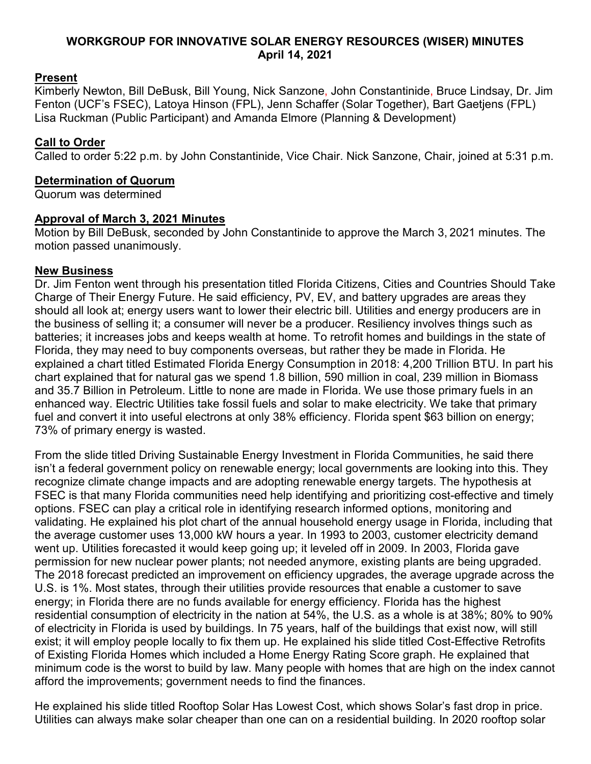# WORKGROUP FOR INNOVATIVE SOLAR ENERGY RESOURCES (WISER) MINUTES
## April 14, 2021

### Present

Kimberly Newton, Bill DeBusk, Bill Young, Nick Sanzone, John Constantinide, Bruce Lindsay, Dr. Jim Fenton (UCF's FSEC), Latoya Hinson (FPL), Jenn Schaffer (Solar Together), Bart Gaetjens (FPL) Lisa Ruckman (Public Participant) and Amanda Elmore (Planning & Development)

### Call to Order

Called to order 5:22 p.m. by John Constantinide, Vice Chair. Nick Sanzone, Chair, joined at 5:31 p.m.

### Determination of Quorum

Quorum was determined

### Approval of March 3, 2021 Minutes

Motion by Bill DeBusk, seconded by John Constantinide to approve the March 3, 2021 minutes. The motion passed unanimously.

### New Business

Dr. Jim Fenton went through his presentation titled Florida Citizens, Cities and Countries Should Take Charge of Their Energy Future. He said efficiency, PV, EV, and battery upgrades are areas they should all look at; energy users want to lower their electric bill. Utilities and energy producers are in the business of selling it; a consumer will never be a producer. Resiliency involves things such as batteries; it increases jobs and keeps wealth at home. To retrofit homes and buildings in the state of Florida, they may need to buy components overseas, but rather they be made in Florida. He explained a chart titled Estimated Florida Energy Consumption in 2018: 4,200 Trillion BTU. In part his chart explained that for natural gas we spend 1.8 billion, 590 million in coal, 239 million in Biomass and 35.7 Billion in Petroleum. Little to none are made in Florida. We use those primary fuels in an enhanced way. Electric Utilities take fossil fuels and solar to make electricity. We take that primary fuel and convert it into useful electrons at only 38% efficiency. Florida spent $63 billion on energy; 73% of primary energy is wasted.

From the slide titled Driving Sustainable Energy Investment in Florida Communities, he said there isn't a federal government policy on renewable energy; local governments are looking into this. They recognize climate change impacts and are adopting renewable energy targets. The hypothesis at FSEC is that many Florida communities need help identifying and prioritizing cost-effective and timely options. FSEC can play a critical role in identifying research informed options, monitoring and validating. He explained his plot chart of the annual household energy usage in Florida, including that the average customer uses 13,000 kW hours a year. In 1993 to 2003, customer electricity demand went up. Utilities forecasted it would keep going up; it leveled off in 2009. In 2003, Florida gave permission for new nuclear power plants; not needed anymore, existing plants are being upgraded. The 2018 forecast predicted an improvement on efficiency upgrades, the average upgrade across the U.S. is 1%. Most states, through their utilities provide resources that enable a customer to save energy; in Florida there are no funds available for energy efficiency. Florida has the highest residential consumption of electricity in the nation at 54%, the U.S. as a whole is at 38%; 80% to 90% of electricity in Florida is used by buildings. In 75 years, half of the buildings that exist now, will still exist; it will employ people locally to fix them up. He explained his slide titled Cost-Effective Retrofits of Existing Florida Homes which included a Home Energy Rating Score graph. He explained that minimum code is the worst to build by law. Many people with homes that are high on the index cannot afford the improvements; government needs to find the finances.

He explained his slide titled Rooftop Solar Has Lowest Cost, which shows Solar's fast drop in price. Utilities can always make solar cheaper than one can on a residential building. In 2020 rooftop solar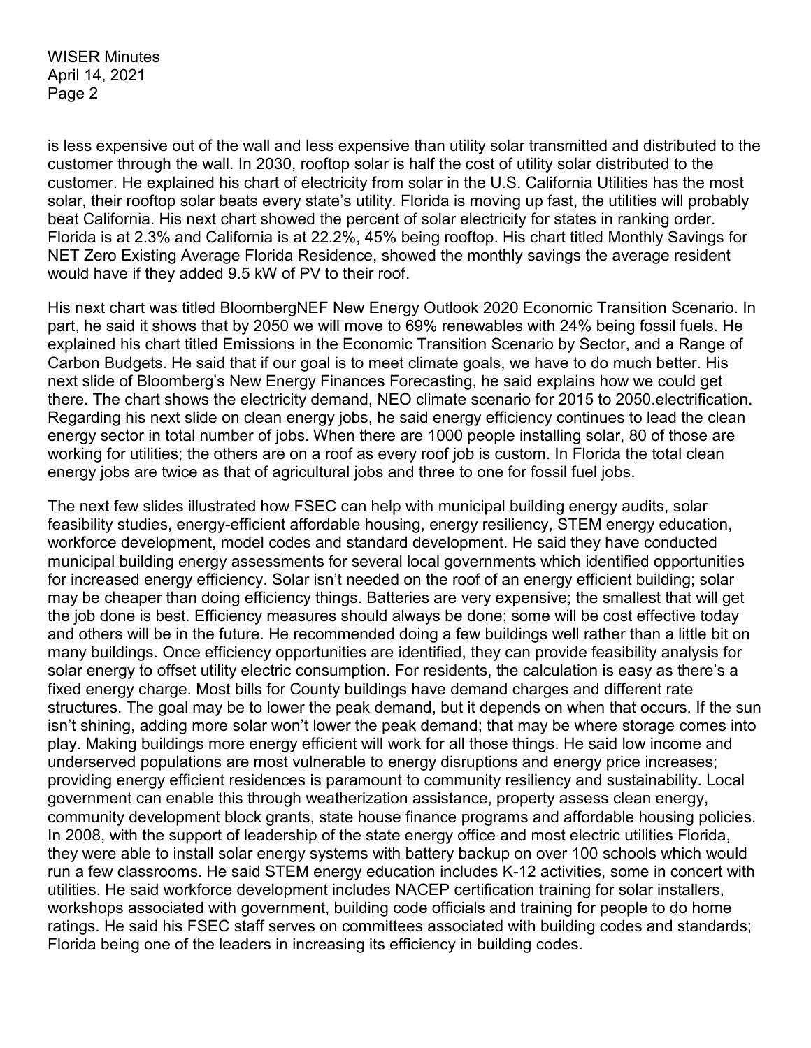is less expensive out of the wall and less expensive than utility solar transmitted and distributed to the customer through the wall. In 2030, rooftop solar is half the cost of utility solar distributed to the customer. He explained his chart of electricity from solar in the U.S. California Utilities has the most solar, their rooftop solar beats every state's utility. Florida is moving up fast, the utilities will probably beat California. His next chart showed the percent of solar electricity for states in ranking order. Florida is at 2.3% and California is at 22.2%, 45% being rooftop. His chart titled Monthly Savings for NET Zero Existing Average Florida Residence, showed the monthly savings the average resident would have if they added 9.5 kW of PV to their roof.

His next chart was titled BloombergNEF New Energy Outlook 2020 Economic Transition Scenario. In part, he said it shows that by 2050 we will move to 69% renewables with 24% being fossil fuels. He explained his chart titled Emissions in the Economic Transition Scenario by Sector, and a Range of Carbon Budgets. He said that if our goal is to meet climate goals, we have to do much better. His next slide of Bloomberg's New Energy Finances Forecasting, he said explains how we could get there. The chart shows the electricity demand, NEO climate scenario for 2015 to 2050.electrification. Regarding his next slide on clean energy jobs, he said energy efficiency continues to lead the clean energy sector in total number of jobs. When there are 1000 people installing solar, 80 of those are working for utilities; the others are on a roof as every roof job is custom. In Florida the total clean energy jobs are twice as that of agricultural jobs and three to one for fossil fuel jobs.

The next few slides illustrated how FSEC can help with municipal building energy audits, solar feasibility studies, energy-efficient affordable housing, energy resiliency, STEM energy education, workforce development, model codes and standard development. He said they have conducted municipal building energy assessments for several local governments which identified opportunities for increased energy efficiency. Solar isn't needed on the roof of an energy efficient building; solar may be cheaper than doing efficiency things. Batteries are very expensive; the smallest that will get the job done is best. Efficiency measures should always be done; some will be cost effective today and others will be in the future. He recommended doing a few buildings well rather than a little bit on many buildings. Once efficiency opportunities are identified, they can provide feasibility analysis for solar energy to offset utility electric consumption. For residents, the calculation is easy as there's a fixed energy charge. Most bills for County buildings have demand charges and different rate structures. The goal may be to lower the peak demand, but it depends on when that occurs. If the sun isn't shining, adding more solar won't lower the peak demand; that may be where storage comes into play. Making buildings more energy efficient will work for all those things. He said low income and underserved populations are most vulnerable to energy disruptions and energy price increases; providing energy efficient residences is paramount to community resiliency and sustainability. Local government can enable this through weatherization assistance, property assess clean energy, community development block grants, state house finance programs and affordable housing policies. In 2008, with the support of leadership of the state energy office and most electric utilities Florida, they were able to install solar energy systems with battery backup on over 100 schools which would run a few classrooms. He said STEM energy education includes K-12 activities, some in concert with utilities. He said workforce development includes NACEP certification training for solar installers, workshops associated with government, building code officials and training for people to do home ratings. He said his FSEC staff serves on committees associated with building codes and standards; Florida being one of the leaders in increasing its efficiency in building codes.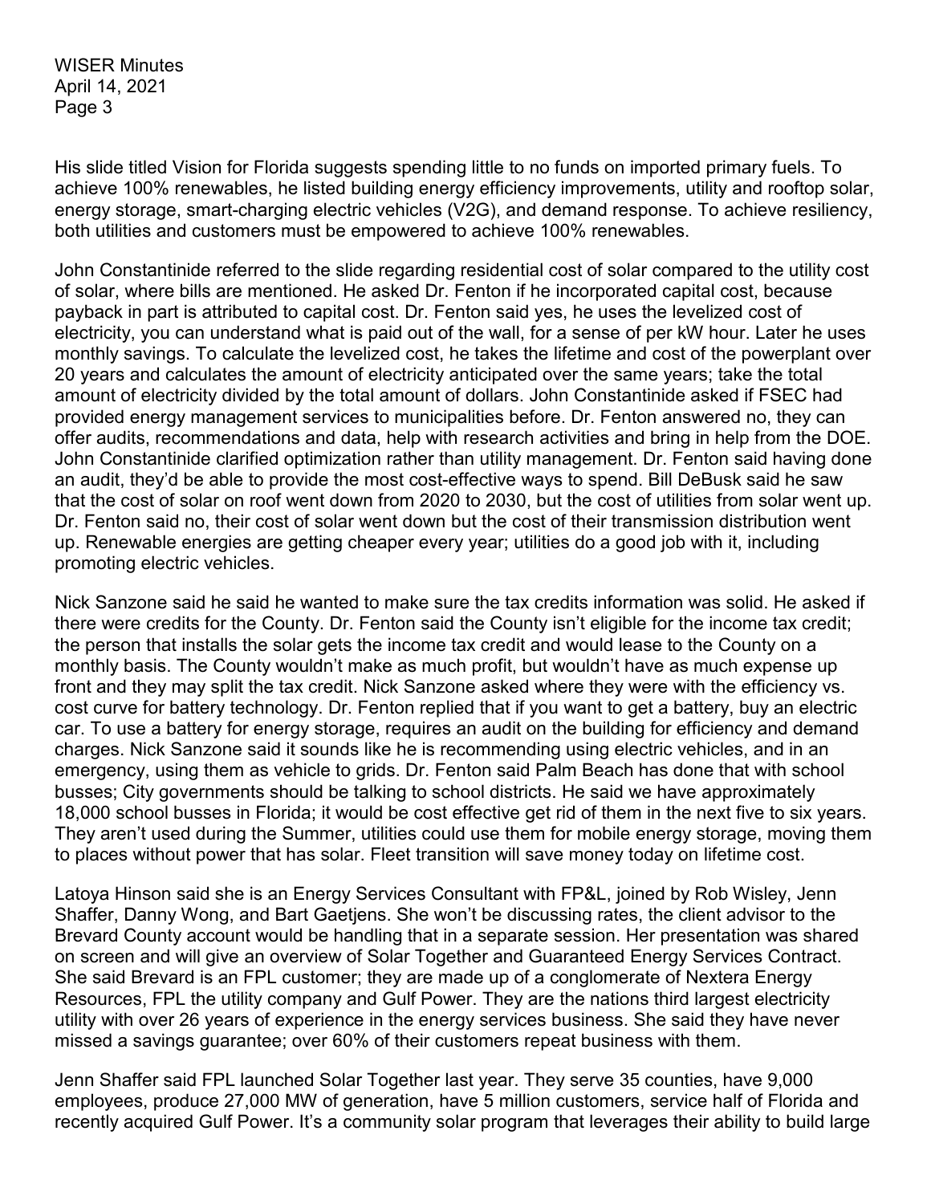His slide titled Vision for Florida suggests spending little to no funds on imported primary fuels. To achieve 100% renewables, he listed building energy efficiency improvements, utility and rooftop solar, energy storage, smart-charging electric vehicles (V2G), and demand response. To achieve resiliency, both utilities and customers must be empowered to achieve 100% renewables.

John Constantinide referred to the slide regarding residential cost of solar compared to the utility cost of solar, where bills are mentioned. He asked Dr. Fenton if he incorporated capital cost, because payback in part is attributed to capital cost. Dr. Fenton said yes, he uses the levelized cost of electricity, you can understand what is paid out of the wall, for a sense of per kW hour. Later he uses monthly savings. To calculate the levelized cost, he takes the lifetime and cost of the powerplant over 20 years and calculates the amount of electricity anticipated over the same years; take the total amount of electricity divided by the total amount of dollars. John Constantinide asked if FSEC had provided energy management services to municipalities before. Dr. Fenton answered no, they can offer audits, recommendations and data, help with research activities and bring in help from the DOE. John Constantinide clarified optimization rather than utility management. Dr. Fenton said having done an audit, they'd be able to provide the most cost-effective ways to spend. Bill DeBusk said he saw that the cost of solar on roof went down from 2020 to 2030, but the cost of utilities from solar went up. Dr. Fenton said no, their cost of solar went down but the cost of their transmission distribution went up. Renewable energies are getting cheaper every year; utilities do a good job with it, including promoting electric vehicles.

Nick Sanzone said he said he wanted to make sure the tax credits information was solid. He asked if there were credits for the County. Dr. Fenton said the County isn't eligible for the income tax credit; the person that installs the solar gets the income tax credit and would lease to the County on a monthly basis. The County wouldn't make as much profit, but wouldn't have as much expense up front and they may split the tax credit. Nick Sanzone asked where they were with the efficiency vs. cost curve for battery technology. Dr. Fenton replied that if you want to get a battery, buy an electric car. To use a battery for energy storage, requires an audit on the building for efficiency and demand charges. Nick Sanzone said it sounds like he is recommending using electric vehicles, and in an emergency, using them as vehicle to grids. Dr. Fenton said Palm Beach has done that with school busses; City governments should be talking to school districts. He said we have approximately 18,000 school busses in Florida; it would be cost effective get rid of them in the next five to six years. They aren't used during the Summer, utilities could use them for mobile energy storage, moving them to places without power that has solar. Fleet transition will save money today on lifetime cost.

Latoya Hinson said she is an Energy Services Consultant with FP&L, joined by Rob Wisley, Jenn Shaffer, Danny Wong, and Bart Gaetjens. She won't be discussing rates, the client advisor to the Brevard County account would be handling that in a separate session. Her presentation was shared on screen and will give an overview of Solar Together and Guaranteed Energy Services Contract. She said Brevard is an FPL customer; they are made up of a conglomerate of Nextera Energy Resources, FPL the utility company and Gulf Power. They are the nations third largest electricity utility with over 26 years of experience in the energy services business. She said they have never missed a savings guarantee; over 60% of their customers repeat business with them.

Jenn Shaffer said FPL launched Solar Together last year. They serve 35 counties, have 9,000 employees, produce 27,000 MW of generation, have 5 million customers, service half of Florida and recently acquired Gulf Power. It's a community solar program that leverages their ability to build large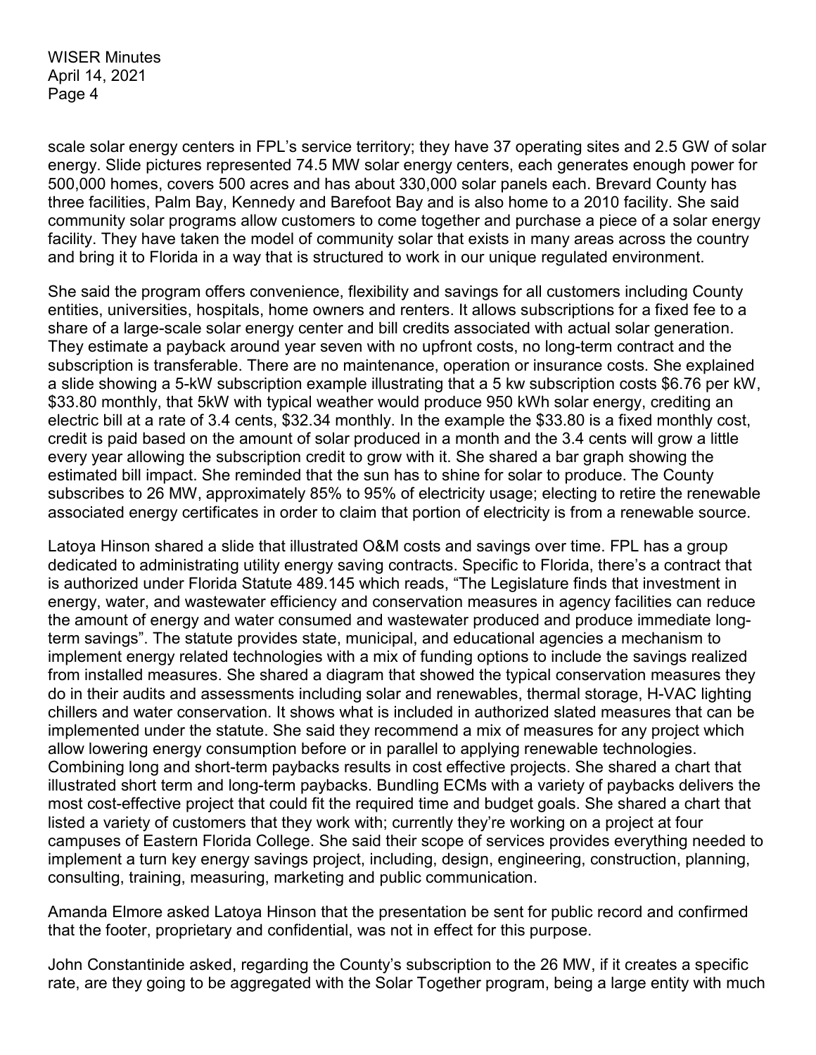scale solar energy centers in FPL's service territory; they have 37 operating sites and 2.5 GW of solar energy. Slide pictures represented 74.5 MW solar energy centers, each generates enough power for 500,000 homes, covers 500 acres and has about 330,000 solar panels each. Brevard County has three facilities, Palm Bay, Kennedy and Barefoot Bay and is also home to a 2010 facility. She said community solar programs allow customers to come together and purchase a piece of a solar energy facility. They have taken the model of community solar that exists in many areas across the country and bring it to Florida in a way that is structured to work in our unique regulated environment.

She said the program offers convenience, flexibility and savings for all customers including County entities, universities, hospitals, home owners and renters. It allows subscriptions for a fixed fee to a share of a large-scale solar energy center and bill credits associated with actual solar generation. They estimate a payback around year seven with no upfront costs, no long-term contract and the subscription is transferable. There are no maintenance, operation or insurance costs. She explained a slide showing a 5-kW subscription example illustrating that a 5 kw subscription costs $6.76 per kW, $33.80 monthly, that 5kW with typical weather would produce 950 kWh solar energy, crediting an electric bill at a rate of 3.4 cents, $32.34 monthly. In the example the $33.80 is a fixed monthly cost, credit is paid based on the amount of solar produced in a month and the 3.4 cents will grow a little every year allowing the subscription credit to grow with it. She shared a bar graph showing the estimated bill impact. She reminded that the sun has to shine for solar to produce. The County subscribes to 26 MW, approximately 85% to 95% of electricity usage; electing to retire the renewable associated energy certificates in order to claim that portion of electricity is from a renewable source.

Latoya Hinson shared a slide that illustrated O&M costs and savings over time. FPL has a group dedicated to administrating utility energy saving contracts. Specific to Florida, there's a contract that is authorized under Florida Statute 489.145 which reads, "The Legislature finds that investment in energy, water, and wastewater efficiency and conservation measures in agency facilities can reduce the amount of energy and water consumed and wastewater produced and produce immediate long-term savings". The statute provides state, municipal, and educational agencies a mechanism to implement energy related technologies with a mix of funding options to include the savings realized from installed measures. She shared a diagram that showed the typical conservation measures they do in their audits and assessments including solar and renewables, thermal storage, H-VAC lighting chillers and water conservation. It shows what is included in authorized slated measures that can be implemented under the statute. She said they recommend a mix of measures for any project which allow lowering energy consumption before or in parallel to applying renewable technologies. Combining long and short-term paybacks results in cost effective projects. She shared a chart that illustrated short term and long-term paybacks. Bundling ECMs with a variety of paybacks delivers the most cost-effective project that could fit the required time and budget goals. She shared a chart that listed a variety of customers that they work with; currently they're working on a project at four campuses of Eastern Florida College. She said their scope of services provides everything needed to implement a turn key energy savings project, including, design, engineering, construction, planning, consulting, training, measuring, marketing and public communication.

Amanda Elmore asked Latoya Hinson that the presentation be sent for public record and confirmed that the footer, proprietary and confidential, was not in effect for this purpose.

John Constantinide asked, regarding the County's subscription to the 26 MW, if it creates a specific rate, are they going to be aggregated with the Solar Together program, being a large entity with much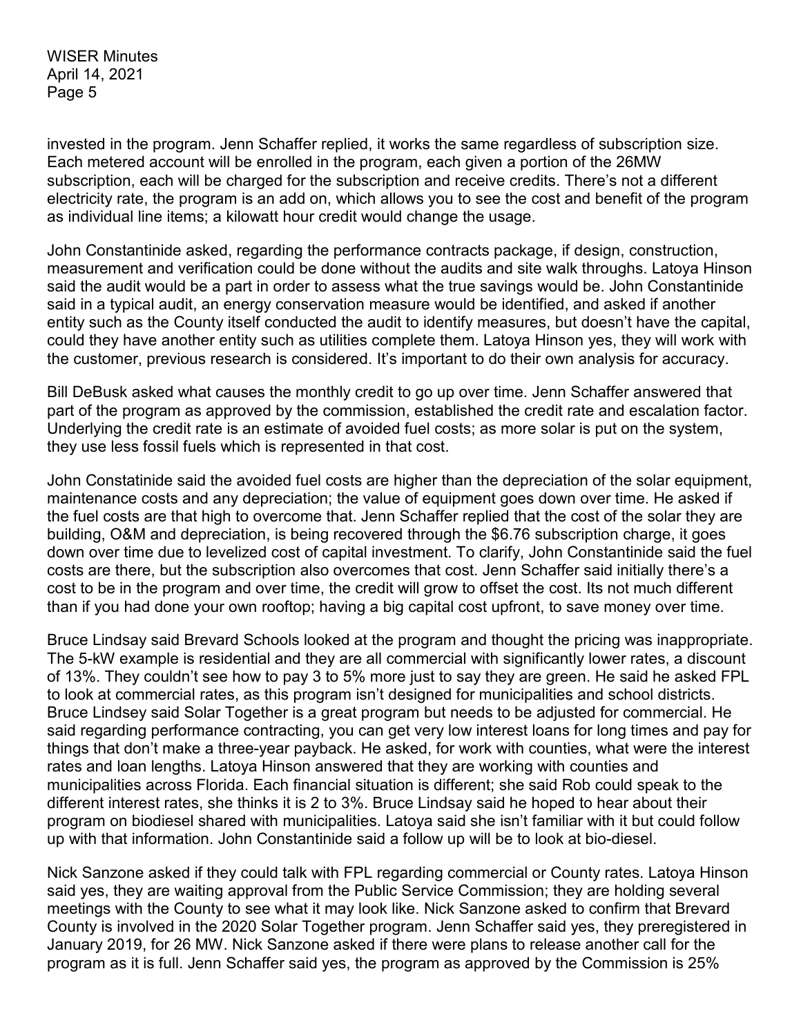invested in the program. Jenn Schaffer replied, it works the same regardless of subscription size. Each metered account will be enrolled in the program, each given a portion of the 26MW subscription, each will be charged for the subscription and receive credits. There's not a different electricity rate, the program is an add on, which allows you to see the cost and benefit of the program as individual line items; a kilowatt hour credit would change the usage.

John Constantinide asked, regarding the performance contracts package, if design, construction, measurement and verification could be done without the audits and site walk throughs. Latoya Hinson said the audit would be a part in order to assess what the true savings would be. John Constantinide said in a typical audit, an energy conservation measure would be identified, and asked if another entity such as the County itself conducted the audit to identify measures, but doesn't have the capital, could they have another entity such as utilities complete them. Latoya Hinson yes, they will work with the customer, previous research is considered. It's important to do their own analysis for accuracy.

Bill DeBusk asked what causes the monthly credit to go up over time. Jenn Schaffer answered that part of the program as approved by the commission, established the credit rate and escalation factor. Underlying the credit rate is an estimate of avoided fuel costs; as more solar is put on the system, they use less fossil fuels which is represented in that cost.

John Constatinide said the avoided fuel costs are higher than the depreciation of the solar equipment, maintenance costs and any depreciation; the value of equipment goes down over time. He asked if the fuel costs are that high to overcome that. Jenn Schaffer replied that the cost of the solar they are building, O&M and depreciation, is being recovered through the $6.76 subscription charge, it goes down over time due to levelized cost of capital investment. To clarify, John Constantinide said the fuel costs are there, but the subscription also overcomes that cost. Jenn Schaffer said initially there's a cost to be in the program and over time, the credit will grow to offset the cost. Its not much different than if you had done your own rooftop; having a big capital cost upfront, to save money over time.

Bruce Lindsay said Brevard Schools looked at the program and thought the pricing was inappropriate. The 5-kW example is residential and they are all commercial with significantly lower rates, a discount of 13%. They couldn't see how to pay 3 to 5% more just to say they are green. He said he asked FPL to look at commercial rates, as this program isn't designed for municipalities and school districts. Bruce Lindsey said Solar Together is a great program but needs to be adjusted for commercial. He said regarding performance contracting, you can get very low interest loans for long times and pay for things that don't make a three-year payback. He asked, for work with counties, what were the interest rates and loan lengths. Latoya Hinson answered that they are working with counties and municipalities across Florida. Each financial situation is different; she said Rob could speak to the different interest rates, she thinks it is 2 to 3%. Bruce Lindsay said he hoped to hear about their program on biodiesel shared with municipalities. Latoya said she isn't familiar with it but could follow up with that information. John Constantinide said a follow up will be to look at bio-diesel.

Nick Sanzone asked if they could talk with FPL regarding commercial or County rates. Latoya Hinson said yes, they are waiting approval from the Public Service Commission; they are holding several meetings with the County to see what it may look like. Nick Sanzone asked to confirm that Brevard County is involved in the 2020 Solar Together program. Jenn Schaffer said yes, they preregistered in January 2019, for 26 MW. Nick Sanzone asked if there were plans to release another call for the program as it is full. Jenn Schaffer said yes, the program as approved by the Commission is 25%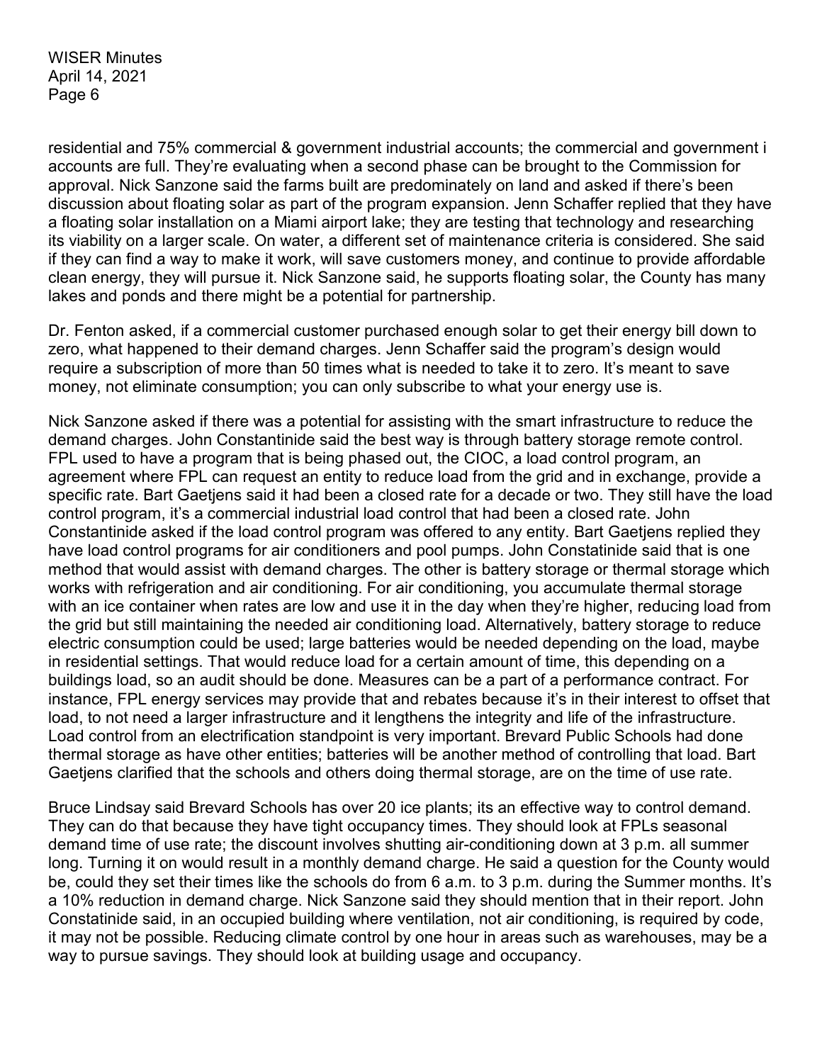residential and 75% commercial & government industrial accounts; the commercial and government i accounts are full. They're evaluating when a second phase can be brought to the Commission for approval. Nick Sanzone said the farms built are predominately on land and asked if there's been discussion about floating solar as part of the program expansion. Jenn Schaffer replied that they have a floating solar installation on a Miami airport lake; they are testing that technology and researching its viability on a larger scale. On water, a different set of maintenance criteria is considered. She said if they can find a way to make it work, will save customers money, and continue to provide affordable clean energy, they will pursue it. Nick Sanzone said, he supports floating solar, the County has many lakes and ponds and there might be a potential for partnership.

Dr. Fenton asked, if a commercial customer purchased enough solar to get their energy bill down to zero, what happened to their demand charges. Jenn Schaffer said the program's design would require a subscription of more than 50 times what is needed to take it to zero. It's meant to save money, not eliminate consumption; you can only subscribe to what your energy use is.

Nick Sanzone asked if there was a potential for assisting with the smart infrastructure to reduce the demand charges. John Constantinide said the best way is through battery storage remote control. FPL used to have a program that is being phased out, the CIOC, a load control program, an agreement where FPL can request an entity to reduce load from the grid and in exchange, provide a specific rate. Bart Gaetjens said it had been a closed rate for a decade or two. They still have the load control program, it's a commercial industrial load control that had been a closed rate. John Constantinide asked if the load control program was offered to any entity. Bart Gaetjens replied they have load control programs for air conditioners and pool pumps. John Constatinide said that is one method that would assist with demand charges. The other is battery storage or thermal storage which works with refrigeration and air conditioning. For air conditioning, you accumulate thermal storage with an ice container when rates are low and use it in the day when they're higher, reducing load from the grid but still maintaining the needed air conditioning load. Alternatively, battery storage to reduce electric consumption could be used; large batteries would be needed depending on the load, maybe in residential settings. That would reduce load for a certain amount of time, this depending on a buildings load, so an audit should be done. Measures can be a part of a performance contract. For instance, FPL energy services may provide that and rebates because it's in their interest to offset that load, to not need a larger infrastructure and it lengthens the integrity and life of the infrastructure. Load control from an electrification standpoint is very important. Brevard Public Schools had done thermal storage as have other entities; batteries will be another method of controlling that load. Bart Gaetjens clarified that the schools and others doing thermal storage, are on the time of use rate.

Bruce Lindsay said Brevard Schools has over 20 ice plants; its an effective way to control demand. They can do that because they have tight occupancy times. They should look at FPLs seasonal demand time of use rate; the discount involves shutting air-conditioning down at 3 p.m. all summer long. Turning it on would result in a monthly demand charge. He said a question for the County would be, could they set their times like the schools do from 6 a.m. to 3 p.m. during the Summer months. It's a 10% reduction in demand charge. Nick Sanzone said they should mention that in their report. John Constatinide said, in an occupied building where ventilation, not air conditioning, is required by code, it may not be possible. Reducing climate control by one hour in areas such as warehouses, may be a way to pursue savings. They should look at building usage and occupancy.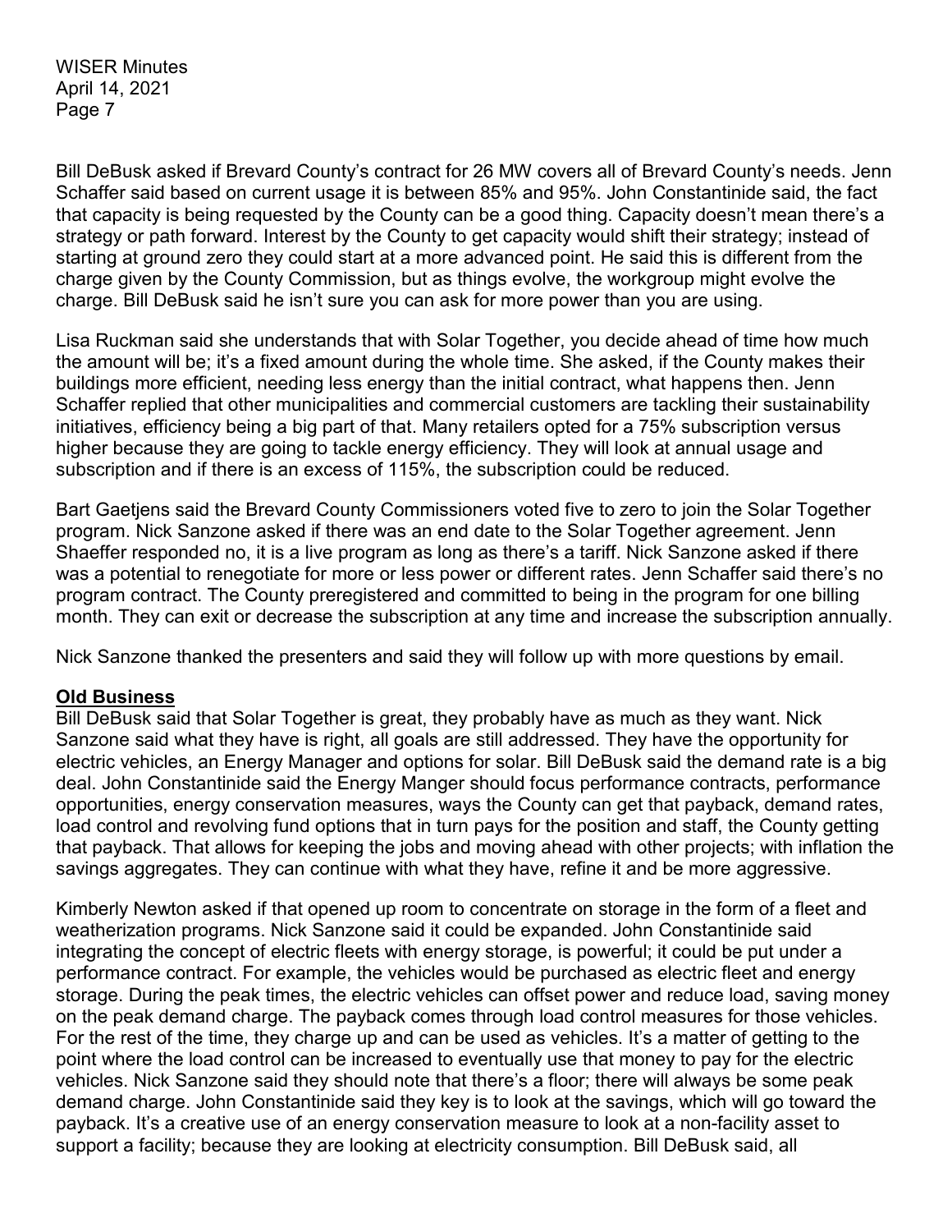Bill DeBusk asked if Brevard County's contract for 26 MW covers all of Brevard County's needs. Jenn Schaffer said based on current usage it is between 85% and 95%. John Constantinide said, the fact that capacity is being requested by the County can be a good thing. Capacity doesn't mean there's a strategy or path forward. Interest by the County to get capacity would shift their strategy; instead of starting at ground zero they could start at a more advanced point. He said this is different from the charge given by the County Commission, but as things evolve, the workgroup might evolve the charge. Bill DeBusk said he isn't sure you can ask for more power than you are using.

Lisa Ruckman said she understands that with Solar Together, you decide ahead of time how much the amount will be; it's a fixed amount during the whole time. She asked, if the County makes their buildings more efficient, needing less energy than the initial contract, what happens then. Jenn Schaffer replied that other municipalities and commercial customers are tackling their sustainability initiatives, efficiency being a big part of that. Many retailers opted for a 75% subscription versus higher because they are going to tackle energy efficiency. They will look at annual usage and subscription and if there is an excess of 115%, the subscription could be reduced.

Bart Gaetjens said the Brevard County Commissioners voted five to zero to join the Solar Together program. Nick Sanzone asked if there was an end date to the Solar Together agreement. Jenn Shaeffer responded no, it is a live program as long as there's a tariff. Nick Sanzone asked if there was a potential to renegotiate for more or less power or different rates. Jenn Schaffer said there's no program contract. The County preregistered and committed to being in the program for one billing month. They can exit or decrease the subscription at any time and increase the subscription annually.

Nick Sanzone thanked the presenters and said they will follow up with more questions by email.

## **Old Business**

Bill DeBusk said that Solar Together is great, they probably have as much as they want. Nick Sanzone said what they have is right, all goals are still addressed. They have the opportunity for electric vehicles, an Energy Manager and options for solar. Bill DeBusk said the demand rate is a big deal. John Constantinide said the Energy Manger should focus performance contracts, performance opportunities, energy conservation measures, ways the County can get that payback, demand rates, load control and revolving fund options that in turn pays for the position and staff, the County getting that payback. That allows for keeping the jobs and moving ahead with other projects; with inflation the savings aggregates. They can continue with what they have, refine it and be more aggressive.

Kimberly Newton asked if that opened up room to concentrate on storage in the form of a fleet and weatherization programs. Nick Sanzone said it could be expanded. John Constantinide said integrating the concept of electric fleets with energy storage, is powerful; it could be put under a performance contract. For example, the vehicles would be purchased as electric fleet and energy storage. During the peak times, the electric vehicles can offset power and reduce load, saving money on the peak demand charge. The payback comes through load control measures for those vehicles. For the rest of the time, they charge up and can be used as vehicles. It's a matter of getting to the point where the load control can be increased to eventually use that money to pay for the electric vehicles. Nick Sanzone said they should note that there's a floor; there will always be some peak demand charge. John Constantinide said they key is to look at the savings, which will go toward the payback. It's a creative use of an energy conservation measure to look at a non-facility asset to support a facility; because they are looking at electricity consumption. Bill DeBusk said, all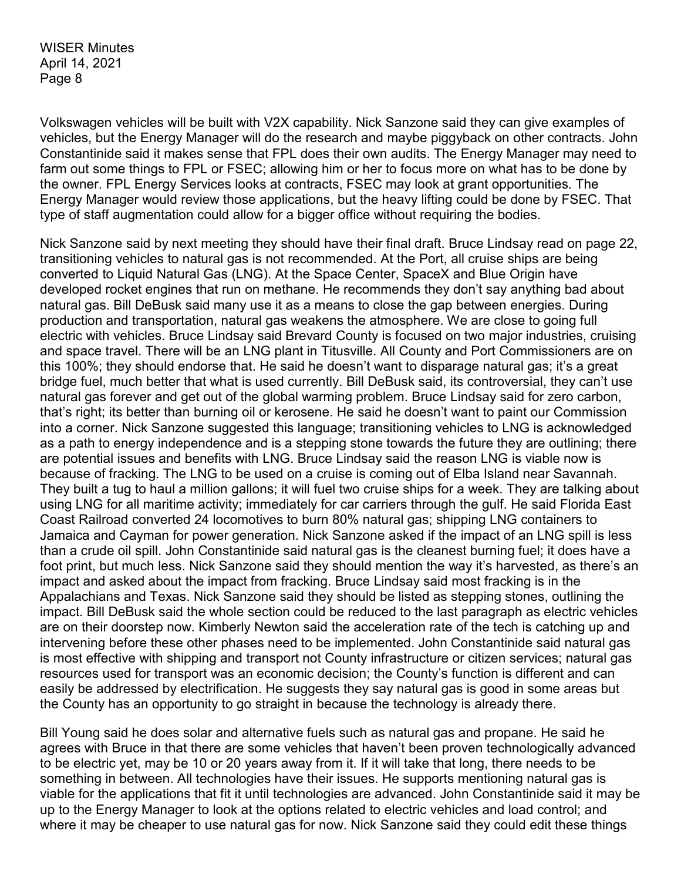Volkswagen vehicles will be built with V2X capability. Nick Sanzone said they can give examples of vehicles, but the Energy Manager will do the research and maybe piggyback on other contracts. John Constantinide said it makes sense that FPL does their own audits. The Energy Manager may need to farm out some things to FPL or FSEC; allowing him or her to focus more on what has to be done by the owner. FPL Energy Services looks at contracts, FSEC may look at grant opportunities. The Energy Manager would review those applications, but the heavy lifting could be done by FSEC. That type of staff augmentation could allow for a bigger office without requiring the bodies.

Nick Sanzone said by next meeting they should have their final draft. Bruce Lindsay read on page 22, transitioning vehicles to natural gas is not recommended. At the Port, all cruise ships are being converted to Liquid Natural Gas (LNG). At the Space Center, SpaceX and Blue Origin have developed rocket engines that run on methane. He recommends they don't say anything bad about natural gas. Bill DeBusk said many use it as a means to close the gap between energies. During production and transportation, natural gas weakens the atmosphere. We are close to going full electric with vehicles. Bruce Lindsay said Brevard County is focused on two major industries, cruising and space travel. There will be an LNG plant in Titusville. All County and Port Commissioners are on this 100%; they should endorse that. He said he doesn't want to disparage natural gas; it's a great bridge fuel, much better that what is used currently. Bill DeBusk said, its controversial, they can't use natural gas forever and get out of the global warming problem. Bruce Lindsay said for zero carbon, that's right; its better than burning oil or kerosene. He said he doesn't want to paint our Commission into a corner. Nick Sanzone suggested this language; transitioning vehicles to LNG is acknowledged as a path to energy independence and is a stepping stone towards the future they are outlining; there are potential issues and benefits with LNG. Bruce Lindsay said the reason LNG is viable now is because of fracking. The LNG to be used on a cruise is coming out of Elba Island near Savannah. They built a tug to haul a million gallons; it will fuel two cruise ships for a week. They are talking about using LNG for all maritime activity; immediately for car carriers through the gulf. He said Florida East Coast Railroad converted 24 locomotives to burn 80% natural gas; shipping LNG containers to Jamaica and Cayman for power generation. Nick Sanzone asked if the impact of an LNG spill is less than a crude oil spill. John Constantinide said natural gas is the cleanest burning fuel; it does have a foot print, but much less. Nick Sanzone said they should mention the way it's harvested, as there's an impact and asked about the impact from fracking. Bruce Lindsay said most fracking is in the Appalachians and Texas. Nick Sanzone said they should be listed as stepping stones, outlining the impact. Bill DeBusk said the whole section could be reduced to the last paragraph as electric vehicles are on their doorstep now. Kimberly Newton said the acceleration rate of the tech is catching up and intervening before these other phases need to be implemented. John Constantinide said natural gas is most effective with shipping and transport not County infrastructure or citizen services; natural gas resources used for transport was an economic decision; the County's function is different and can easily be addressed by electrification. He suggests they say natural gas is good in some areas but the County has an opportunity to go straight in because the technology is already there.

Bill Young said he does solar and alternative fuels such as natural gas and propane. He said he agrees with Bruce in that there are some vehicles that haven't been proven technologically advanced to be electric yet, may be 10 or 20 years away from it. If it will take that long, there needs to be something in between. All technologies have their issues. He supports mentioning natural gas is viable for the applications that fit it until technologies are advanced. John Constantinide said it may be up to the Energy Manager to look at the options related to electric vehicles and load control; and where it may be cheaper to use natural gas for now. Nick Sanzone said they could edit these things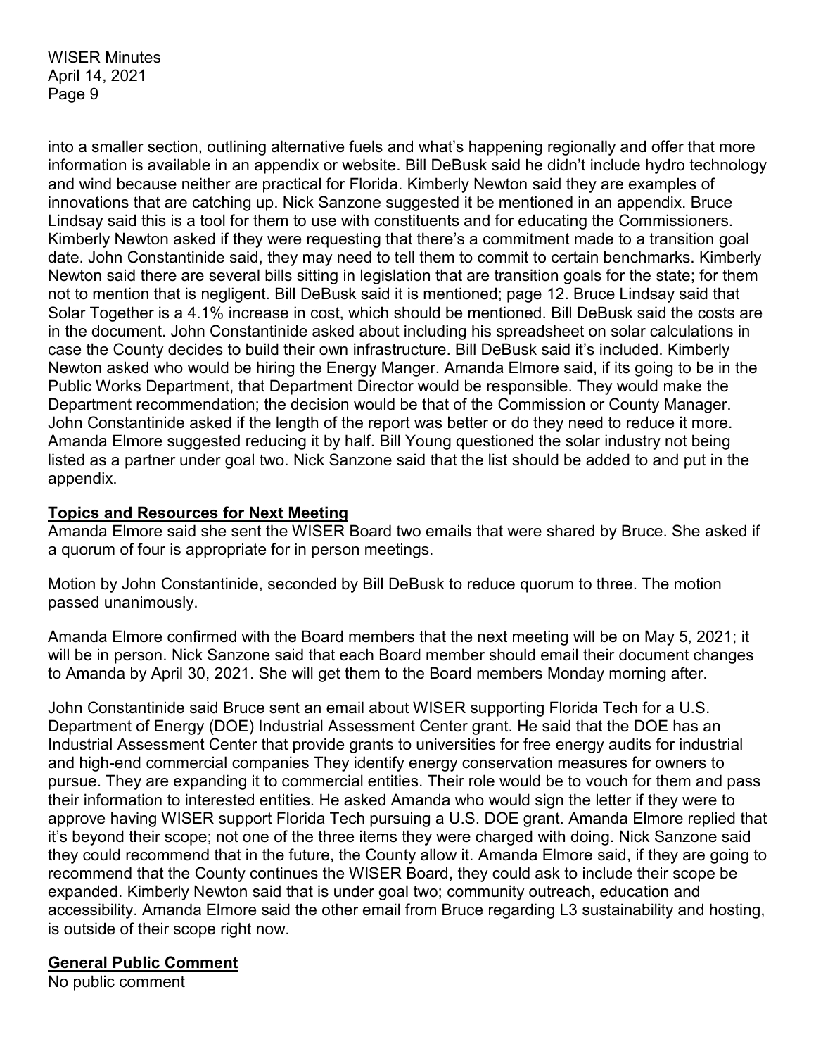into a smaller section, outlining alternative fuels and what's happening regionally and offer that more information is available in an appendix or website. Bill DeBusk said he didn't include hydro technology and wind because neither are practical for Florida. Kimberly Newton said they are examples of innovations that are catching up. Nick Sanzone suggested it be mentioned in an appendix. Bruce Lindsay said this is a tool for them to use with constituents and for educating the Commissioners. Kimberly Newton asked if they were requesting that there's a commitment made to a transition goal date. John Constantinide said, they may need to tell them to commit to certain benchmarks. Kimberly Newton said there are several bills sitting in legislation that are transition goals for the state; for them not to mention that is negligent. Bill DeBusk said it is mentioned; page 12. Bruce Lindsay said that Solar Together is a 4.1% increase in cost, which should be mentioned. Bill DeBusk said the costs are in the document. John Constantinide asked about including his spreadsheet on solar calculations in case the County decides to build their own infrastructure. Bill DeBusk said it's included. Kimberly Newton asked who would be hiring the Energy Manger. Amanda Elmore said, if its going to be in the Public Works Department, that Department Director would be responsible. They would make the Department recommendation; the decision would be that of the Commission or County Manager. John Constantinide asked if the length of the report was better or do they need to reduce it more. Amanda Elmore suggested reducing it by half. Bill Young questioned the solar industry not being listed as a partner under goal two. Nick Sanzone said that the list should be added to and put in the appendix.

## Topics and Resources for Next Meeting

Amanda Elmore said she sent the WISER Board two emails that were shared by Bruce. She asked if a quorum of four is appropriate for in person meetings.

Motion by John Constantinide, seconded by Bill DeBusk to reduce quorum to three. The motion passed unanimously.

Amanda Elmore confirmed with the Board members that the next meeting will be on May 5, 2021; it will be in person. Nick Sanzone said that each Board member should email their document changes to Amanda by April 30, 2021. She will get them to the Board members Monday morning after.

John Constantinide said Bruce sent an email about WISER supporting Florida Tech for a U.S. Department of Energy (DOE) Industrial Assessment Center grant. He said that the DOE has an Industrial Assessment Center that provide grants to universities for free energy audits for industrial and high-end commercial companies They identify energy conservation measures for owners to pursue. They are expanding it to commercial entities. Their role would be to vouch for them and pass their information to interested entities. He asked Amanda who would sign the letter if they were to approve having WISER support Florida Tech pursuing a U.S. DOE grant. Amanda Elmore replied that it's beyond their scope; not one of the three items they were charged with doing. Nick Sanzone said they could recommend that in the future, the County allow it. Amanda Elmore said, if they are going to recommend that the County continues the WISER Board, they could ask to include their scope be expanded. Kimberly Newton said that is under goal two; community outreach, education and accessibility. Amanda Elmore said the other email from Bruce regarding L3 sustainability and hosting, is outside of their scope right now.

## General Public Comment

No public comment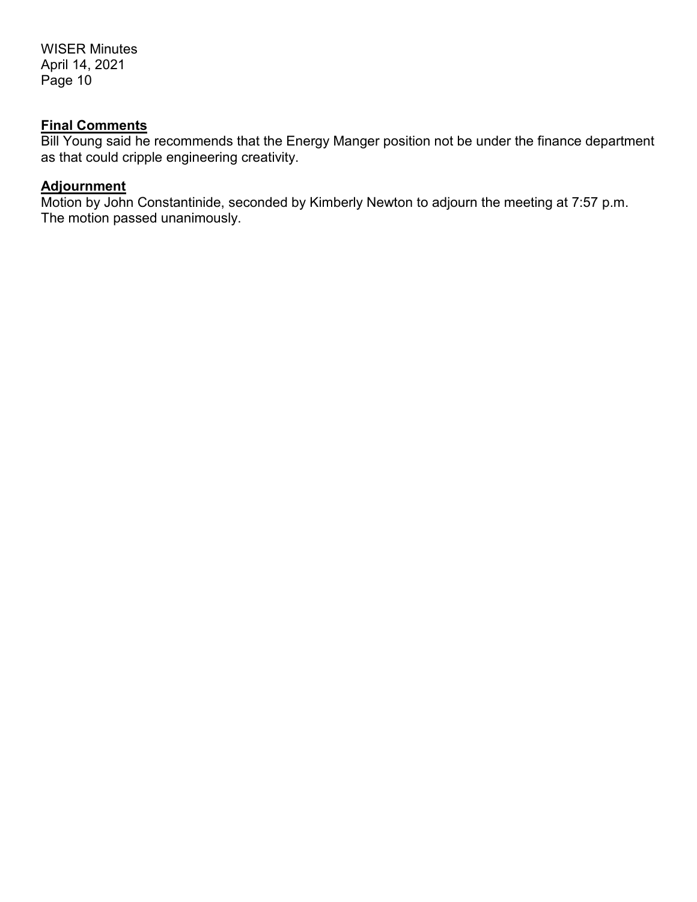**Final Comments**

Bill Young said he recommends that the Energy Manger position not be under the finance department as that could cripple engineering creativity.

**Adjournment**

Motion by John Constantinide, seconded by Kimberly Newton to adjourn the meeting at 7:57 p.m. The motion passed unanimously.